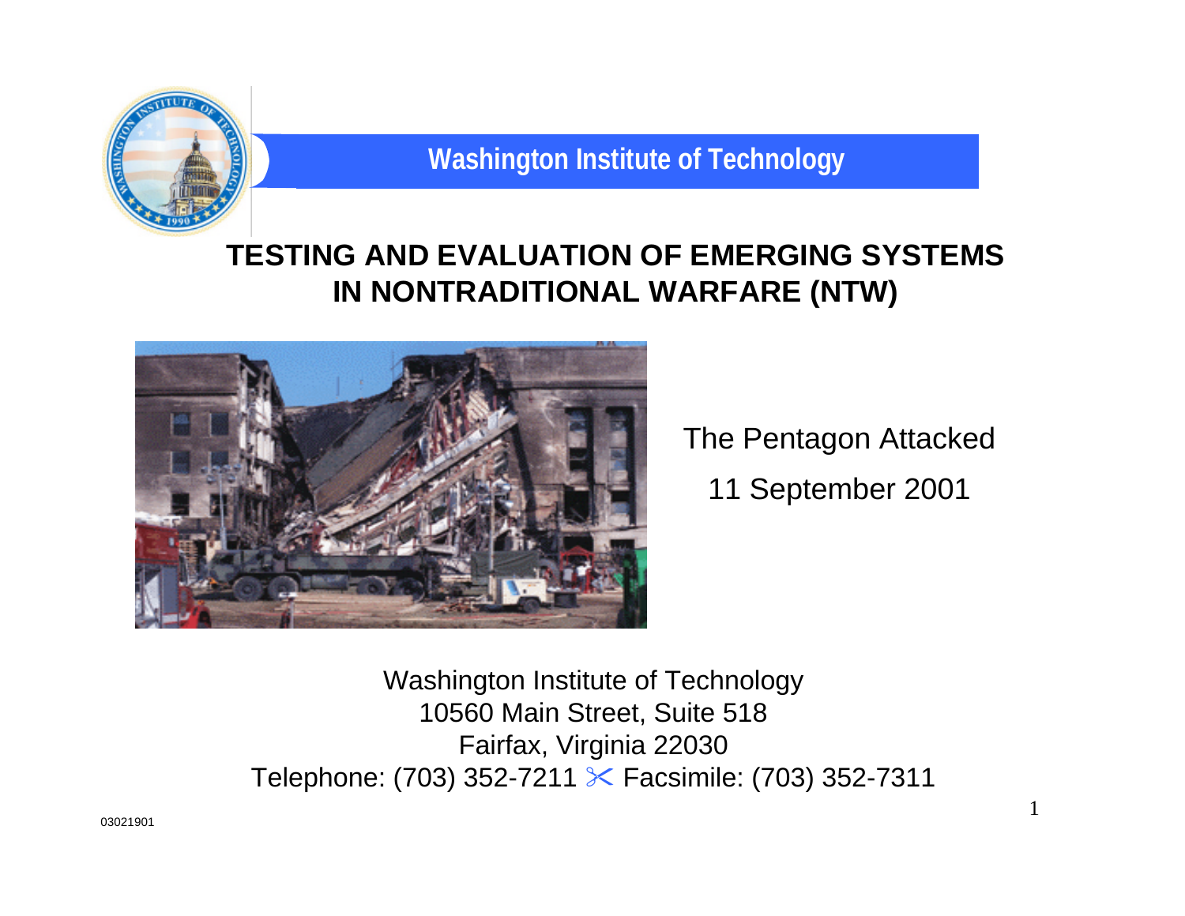Washington Institute of Technology

# TESTING AND EVALUATION OF EMERGING SYSTEMS IN NONTRADITIONAL WARFARE (NTW)

The Pentagon Attacked

11 September 2001

Washington Institute of Technology
10560 Main Street, Suite 518
Fairfax, Virginia 22030
Telephone: (703) 352-7211 ✂ Facsimile: (703) 352-7311

03021901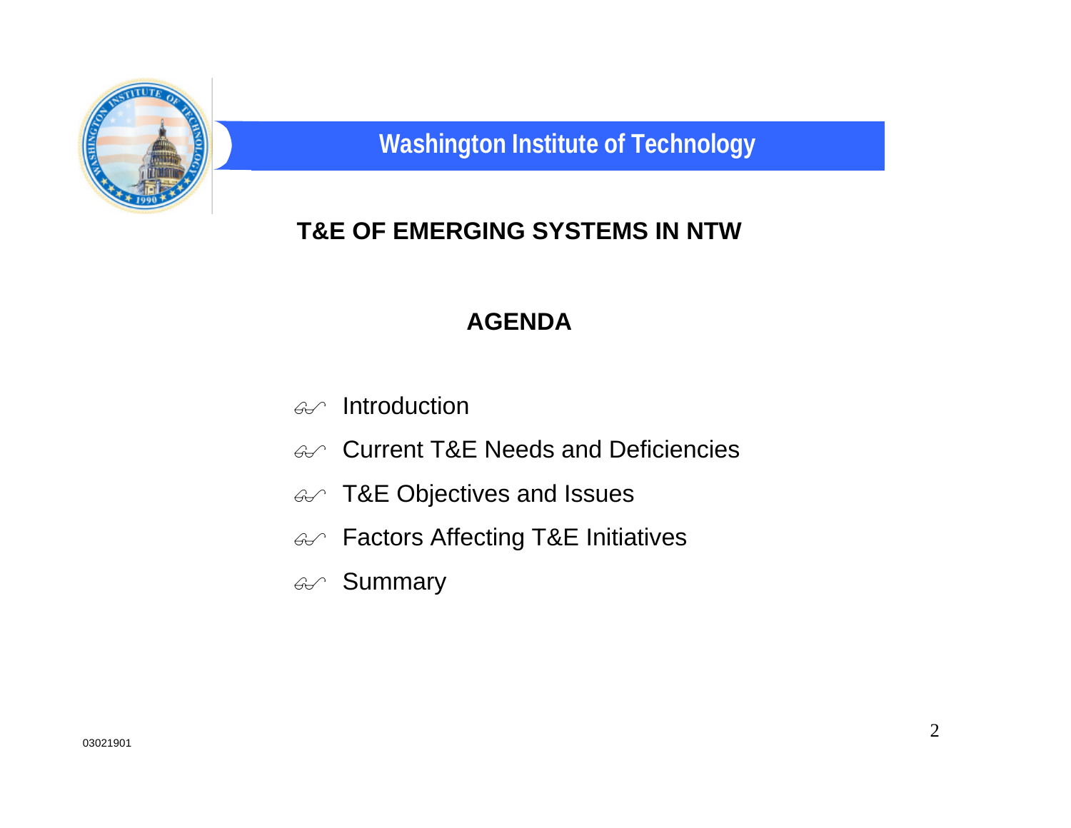## Washington Institute of Technology

# T&E OF EMERGING SYSTEMS IN NTW

## AGENDA

- Introduction
- Current T&E Needs and Deficiencies
- T&E Objectives and Issues
- Factors Affecting T&E Initiatives
- Summary

03021901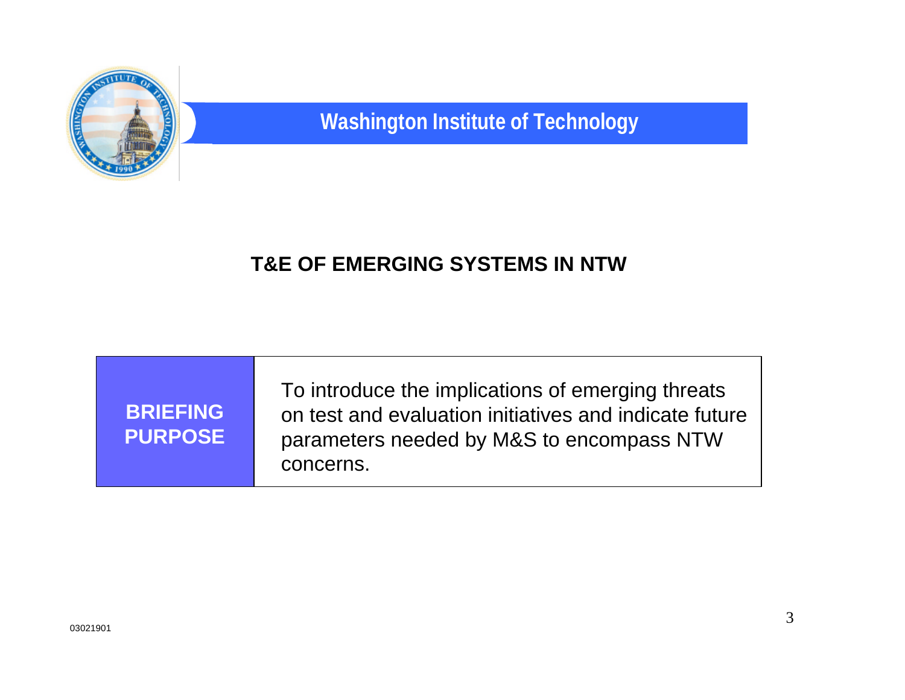# Washington Institute of Technology

## T&E OF EMERGING SYSTEMS IN NTW

| BRIEFING PURPOSE | To introduce the implications of emerging threats on test and evaluation initiatives and indicate future parameters needed by M&S to encompass NTW concerns. |
|---|---|

03021901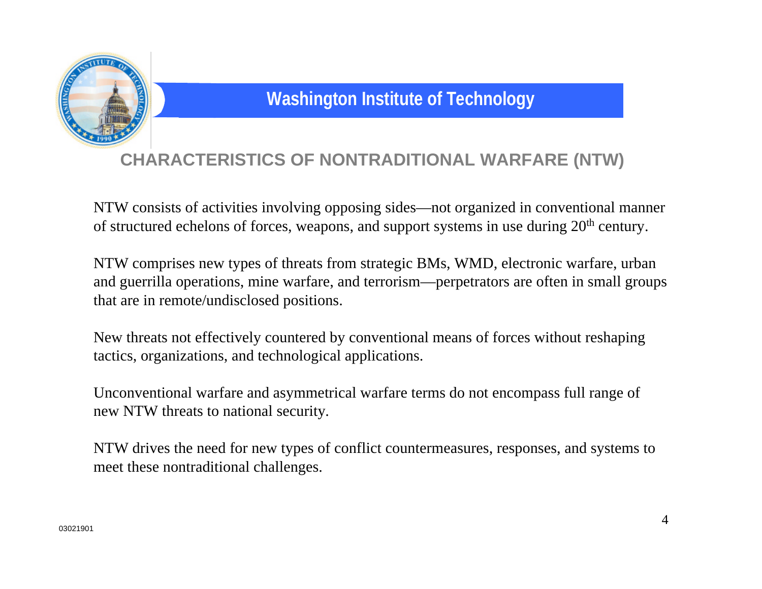## CHARACTERISTICS OF NONTRADITIONAL WARFARE (NTW)

NTW consists of activities involving opposing sides—not organized in conventional manner of structured echelons of forces, weapons, and support systems in use during 20th century.

NTW comprises new types of threats from strategic BMs, WMD, electronic warfare, urban and guerrilla operations, mine warfare, and terrorism—perpetrators are often in small groups that are in remote/undisclosed positions.

New threats not effectively countered by conventional means of forces without reshaping tactics, organizations, and technological applications.

Unconventional warfare and asymmetrical warfare terms do not encompass full range of new NTW threats to national security.

NTW drives the need for new types of conflict countermeasures, responses, and systems to meet these nontraditional challenges.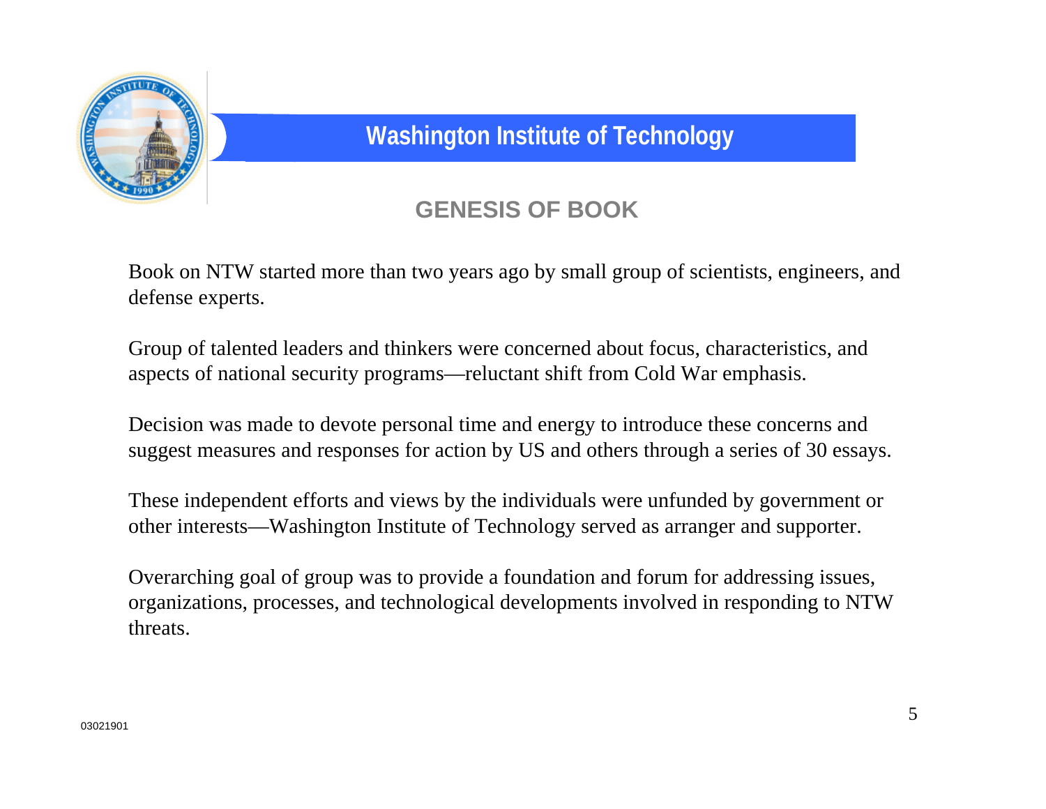## Washington Institute of Technology

### GENESIS OF BOOK

Book on NTW started more than two years ago by small group of scientists, engineers, and defense experts.

Group of talented leaders and thinkers were concerned about focus, characteristics, and aspects of national security programs—reluctant shift from Cold War emphasis.

Decision was made to devote personal time and energy to introduce these concerns and suggest measures and responses for action by US and others through a series of 30 essays.

These independent efforts and views by the individuals were unfunded by government or other interests—Washington Institute of Technology served as arranger and supporter.

Overarching goal of group was to provide a foundation and forum for addressing issues, organizations, processes, and technological developments involved in responding to NTW threats.

03021901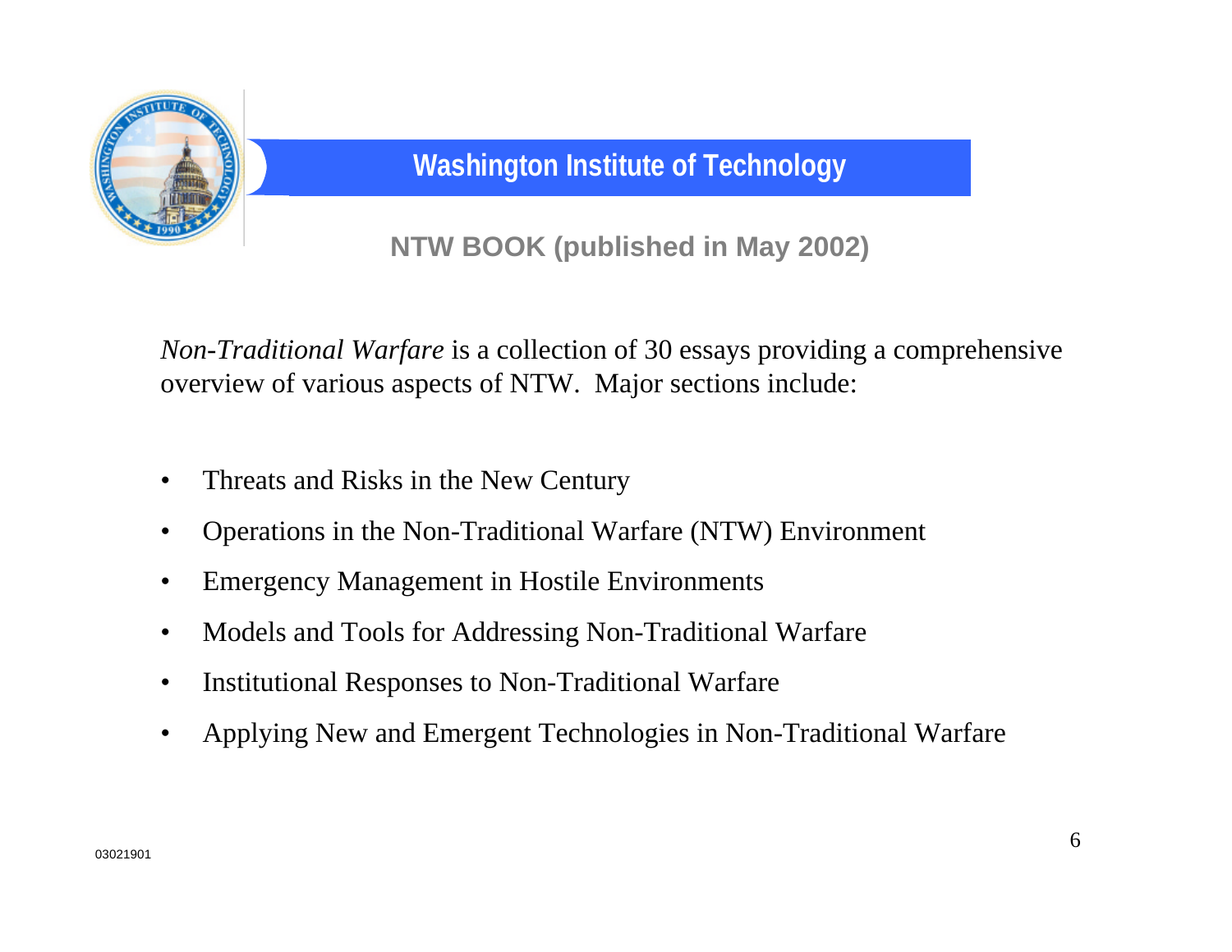## Washington Institute of Technology

### NTW BOOK (published in May 2002)

*Non-Traditional Warfare* is a collection of 30 essays providing a comprehensive overview of various aspects of NTW. Major sections include:

- Threats and Risks in the New Century
- Operations in the Non-Traditional Warfare (NTW) Environment
- Emergency Management in Hostile Environments
- Models and Tools for Addressing Non-Traditional Warfare
- Institutional Responses to Non-Traditional Warfare
- Applying New and Emergent Technologies in Non-Traditional Warfare

03021901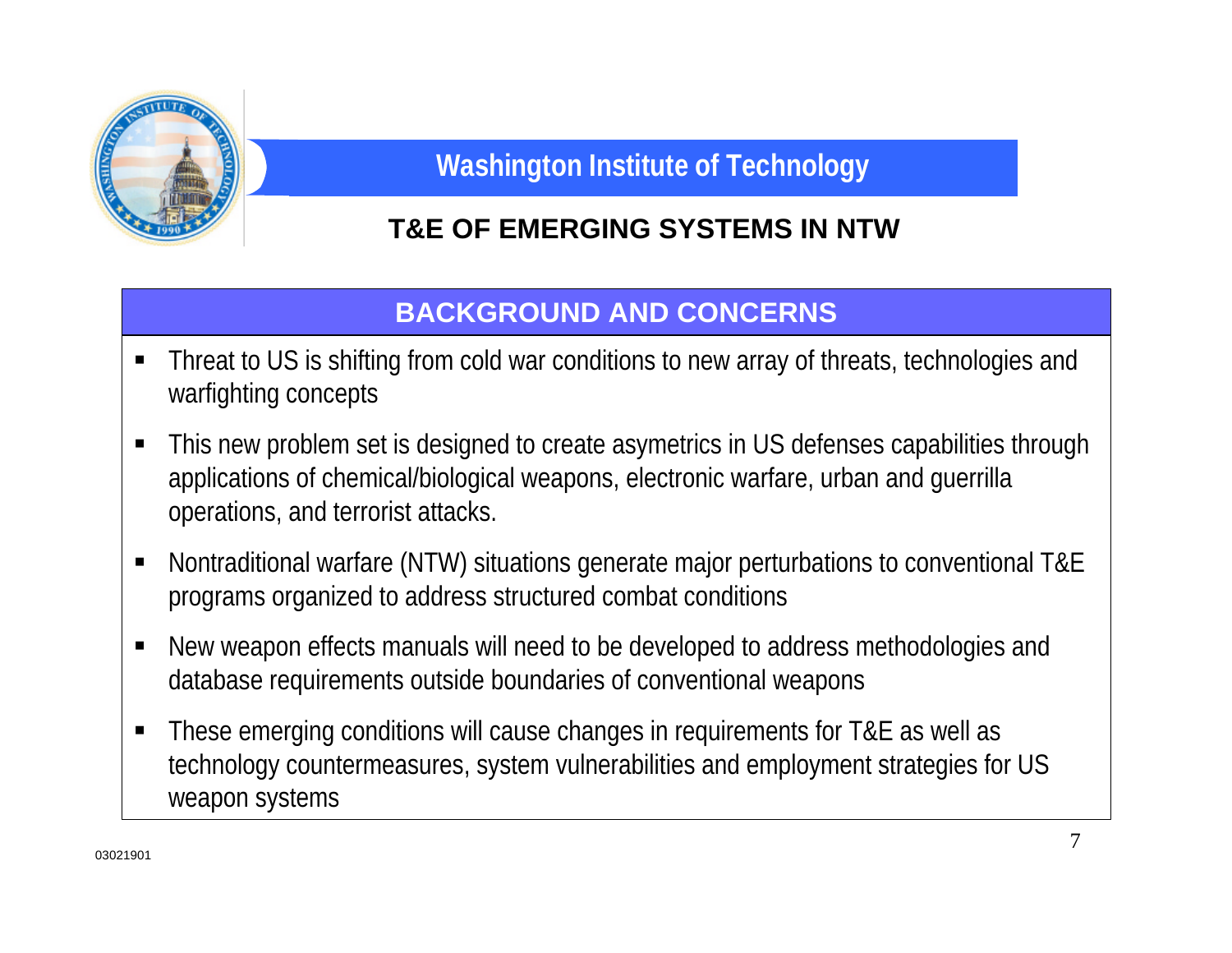## Washington Institute of Technology

## T&E OF EMERGING SYSTEMS IN NTW

### BACKGROUND AND CONCERNS

- Threat to US is shifting from cold war conditions to new array of threats, technologies and warfighting concepts
- This new problem set is designed to create asymetrics in US defenses capabilities through applications of chemical/biological weapons, electronic warfare, urban and guerrilla operations, and terrorist attacks.
- Nontraditional warfare (NTW) situations generate major perturbations to conventional T&E programs organized to address structured combat conditions
- New weapon effects manuals will need to be developed to address methodologies and database requirements outside boundaries of conventional weapons
- These emerging conditions will cause changes in requirements for T&E as well as technology countermeasures, system vulnerabilities and employment strategies for US weapon systems

03021901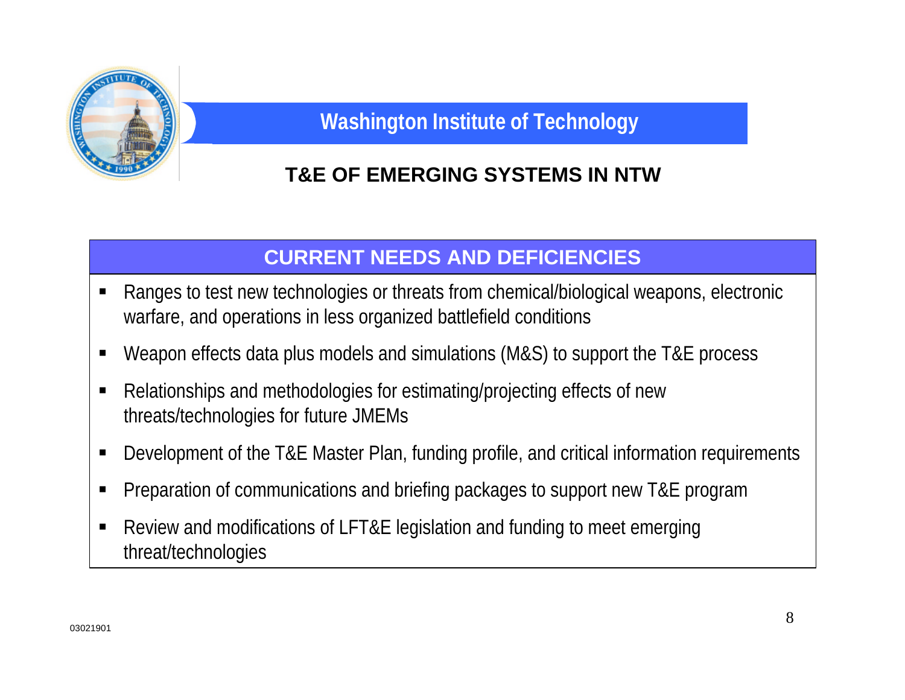## Washington Institute of Technology

### T&E OF EMERGING SYSTEMS IN NTW

#### CURRENT NEEDS AND DEFICIENCIES

- Ranges to test new technologies or threats from chemical/biological weapons, electronic warfare, and operations in less organized battlefield conditions
- Weapon effects data plus models and simulations (M&S) to support the T&E process
- Relationships and methodologies for estimating/projecting effects of new threats/technologies for future JMEMs
- Development of the T&E Master Plan, funding profile, and critical information requirements
- Preparation of communications and briefing packages to support new T&E program
- Review and modifications of LFT&E legislation and funding to meet emerging threat/technologies

03021901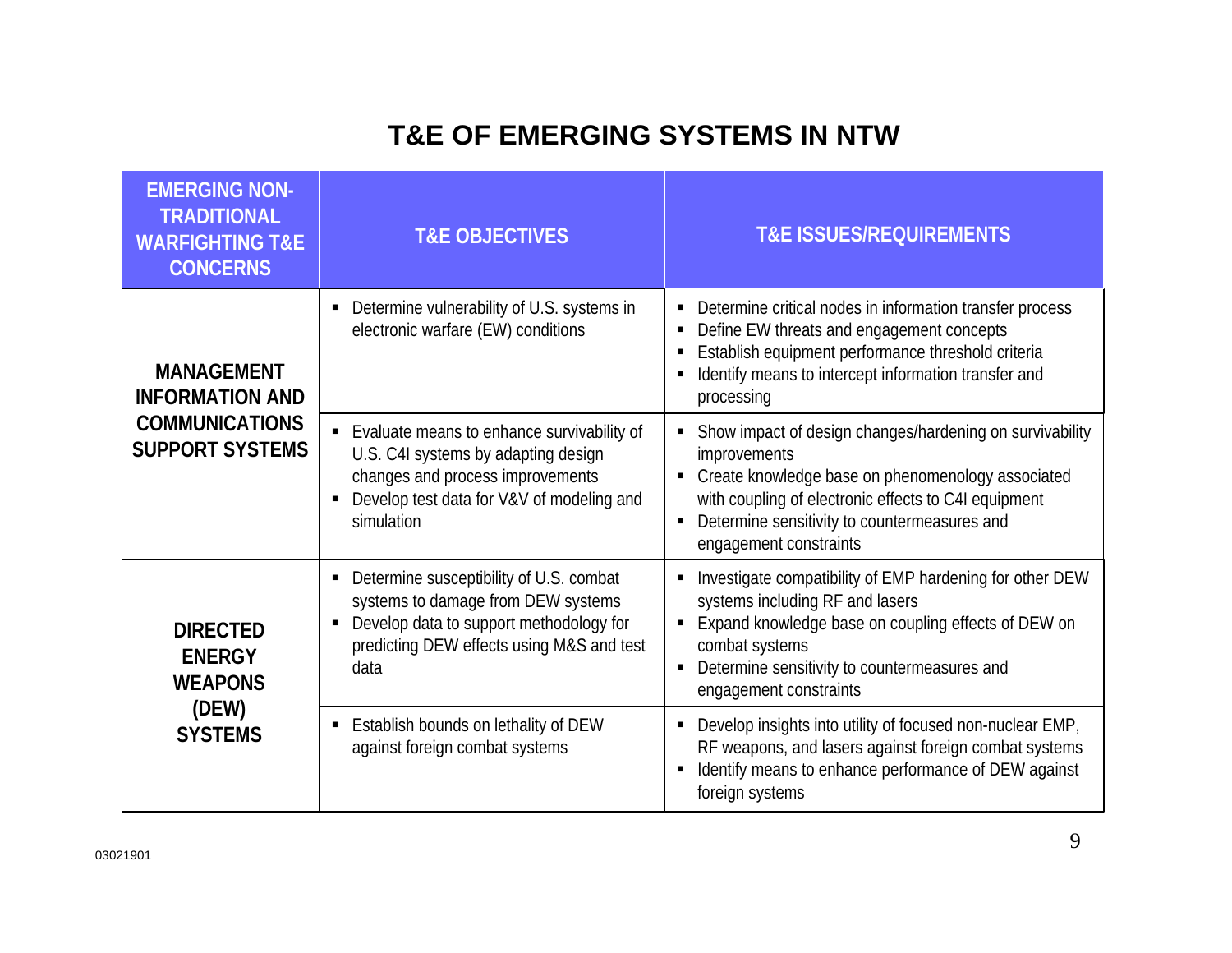# T&E OF EMERGING SYSTEMS IN NTW

| EMERGING NON-TRADITIONAL WARFIGHTING T&E CONCERNS | T&E OBJECTIVES | T&E ISSUES/REQUIREMENTS |
|---|---|---|
| **MANAGEMENT INFORMATION AND COMMUNICATIONS SUPPORT SYSTEMS** | ▪ Determine vulnerability of U.S. systems in electronic warfare (EW) conditions | ▪ Determine critical nodes in information transfer process<br>▪ Define EW threats and engagement concepts<br>▪ Establish equipment performance threshold criteria<br>▪ Identify means to intercept information transfer and processing |
| | ▪ Evaluate means to enhance survivability of U.S. C4I systems by adapting design changes and process improvements<br>▪ Develop test data for V&V of modeling and simulation | ▪ Show impact of design changes/hardening on survivability improvements<br>▪ Create knowledge base on phenomenology associated with coupling of electronic effects to C4I equipment<br>▪ Determine sensitivity to countermeasures and engagement constraints |
| **DIRECTED ENERGY WEAPONS (DEW) SYSTEMS** | ▪ Determine susceptibility of U.S. combat systems to damage from DEW systems<br>▪ Develop data to support methodology for predicting DEW effects using M&S and test data | ▪ Investigate compatibility of EMP hardening for other DEW systems including RF and lasers<br>▪ Expand knowledge base on coupling effects of DEW on combat systems<br>▪ Determine sensitivity to countermeasures and engagement constraints |
| | ▪ Establish bounds on lethality of DEW against foreign combat systems | ▪ Develop insights into utility of focused non-nuclear EMP, RF weapons, and lasers against foreign combat systems<br>▪ Identify means to enhance performance of DEW against foreign systems |

03021901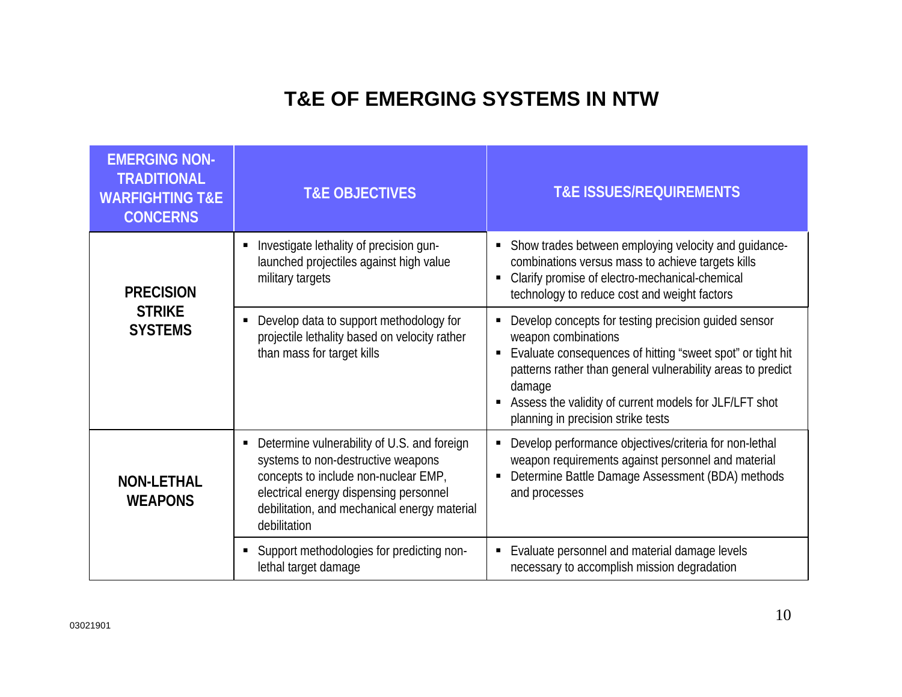# T&E OF EMERGING SYSTEMS IN NTW

| EMERGING NON-TRADITIONAL WARFIGHTING T&E CONCERNS | T&E OBJECTIVES | T&E ISSUES/REQUIREMENTS |
|---|---|---|
| **PRECISION STRIKE SYSTEMS** | ▪ Investigate lethality of precision gun-launched projectiles against high value military targets | ▪ Show trades between employing velocity and guidance-combinations versus mass to achieve targets kills<br>▪ Clarify promise of electro-mechanical-chemical technology to reduce cost and weight factors |
| | ▪ Develop data to support methodology for projectile lethality based on velocity rather than mass for target kills | ▪ Develop concepts for testing precision guided sensor weapon combinations<br>▪ Evaluate consequences of hitting "sweet spot" or tight hit patterns rather than general vulnerability areas to predict damage<br>▪ Assess the validity of current models for JLF/LFT shot planning in precision strike tests |
| **NON-LETHAL WEAPONS** | ▪ Determine vulnerability of U.S. and foreign systems to non-destructive weapons concepts to include non-nuclear EMP, electrical energy dispensing personnel debilitation, and mechanical energy material debilitation | ▪ Develop performance objectives/criteria for non-lethal weapon requirements against personnel and material<br>▪ Determine Battle Damage Assessment (BDA) methods and processes |
| | ▪ Support methodologies for predicting non-lethal target damage | ▪ Evaluate personnel and material damage levels necessary to accomplish mission degradation |

03021901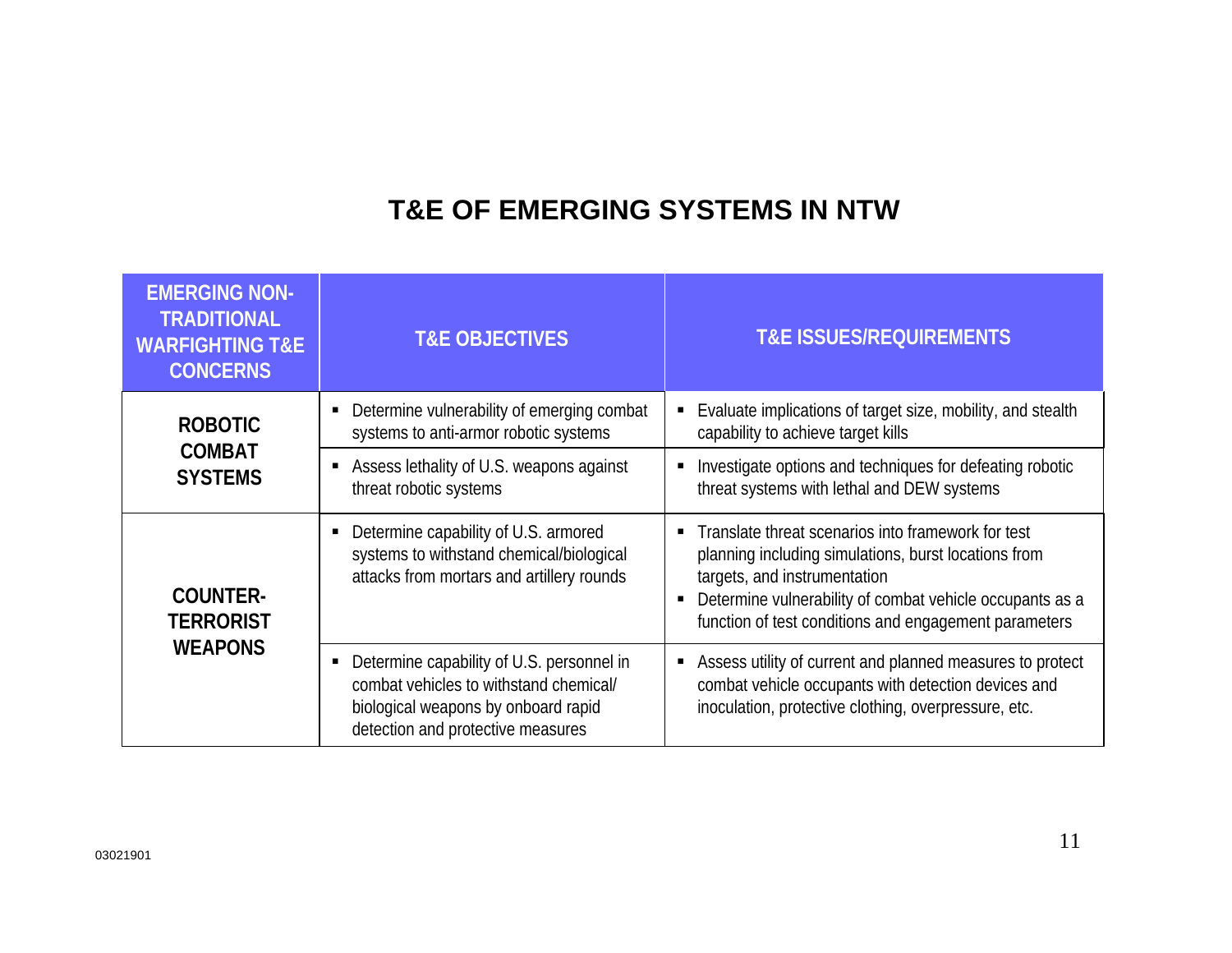# T&E OF EMERGING SYSTEMS IN NTW

| EMERGING NON-TRADITIONAL WARFIGHTING T&E CONCERNS | T&E OBJECTIVES | T&E ISSUES/REQUIREMENTS |
|---|---|---|
| **ROBOTIC COMBAT SYSTEMS** | ▪ Determine vulnerability of emerging combat systems to anti-armor robotic systems | ▪ Evaluate implications of target size, mobility, and stealth capability to achieve target kills |
| | ▪ Assess lethality of U.S. weapons against threat robotic systems | ▪ Investigate options and techniques for defeating robotic threat systems with lethal and DEW systems |
| **COUNTER-TERRORIST WEAPONS** | ▪ Determine capability of U.S. armored systems to withstand chemical/biological attacks from mortars and artillery rounds | ▪ Translate threat scenarios into framework for test planning including simulations, burst locations from targets, and instrumentation<br>▪ Determine vulnerability of combat vehicle occupants as a function of test conditions and engagement parameters |
| | ▪ Determine capability of U.S. personnel in combat vehicles to withstand chemical/ biological weapons by onboard rapid detection and protective measures | ▪ Assess utility of current and planned measures to protect combat vehicle occupants with detection devices and inoculation, protective clothing, overpressure, etc. |

03021901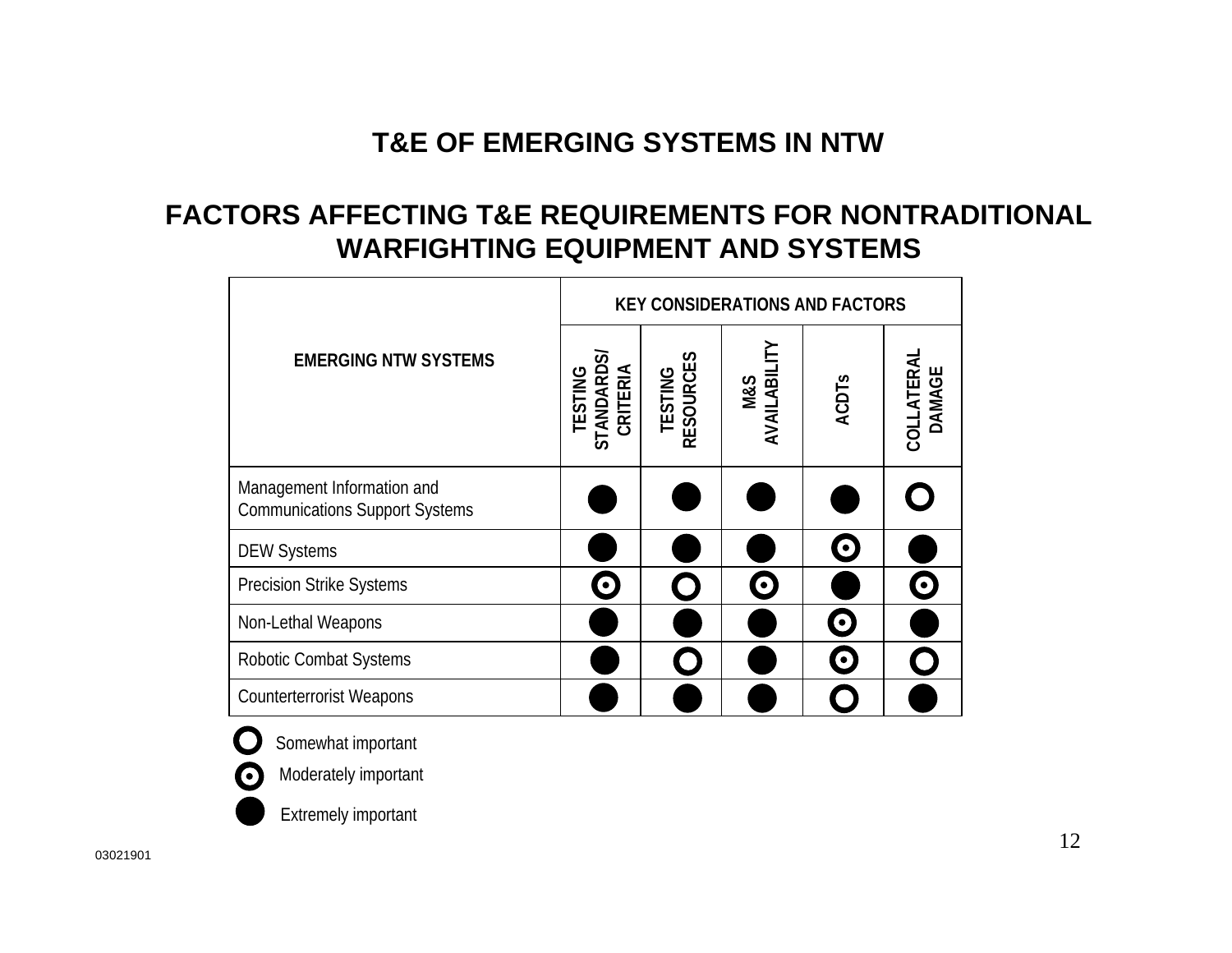# T&E OF EMERGING SYSTEMS IN NTW

## FACTORS AFFECTING T&E REQUIREMENTS FOR NONTRADITIONAL WARFIGHTING EQUIPMENT AND SYSTEMS

| EMERGING NTW SYSTEMS | KEY CONSIDERATIONS AND FACTORS | | | | |
|---|---|---|---|---|---|
| | TESTING STANDARDS/ CRITERIA | TESTING RESOURCES | M&S AVAILABILITY | ACDTs | COLLATERAL DAMAGE |
| Management Information and Communications Support Systems | Extremely important | Extremely important | Extremely important | Extremely important | Somewhat important |
| DEW Systems | Extremely important | Extremely important | Extremely important | Moderately important | Extremely important |
| Precision Strike Systems | Moderately important | Somewhat important | Moderately important | Extremely important | Moderately important |
| Non-Lethal Weapons | Extremely important | Extremely important | Extremely important | Moderately important | Extremely important |
| Robotic Combat Systems | Extremely important | Somewhat important | Extremely important | Moderately important | Somewhat important |
| Counterterrorist Weapons | Extremely important | Extremely important | Extremely important | Somewhat important | Extremely important |

Legend:
- ○ Somewhat important
- ⊙ Moderately important
- ● Extremely important

03021901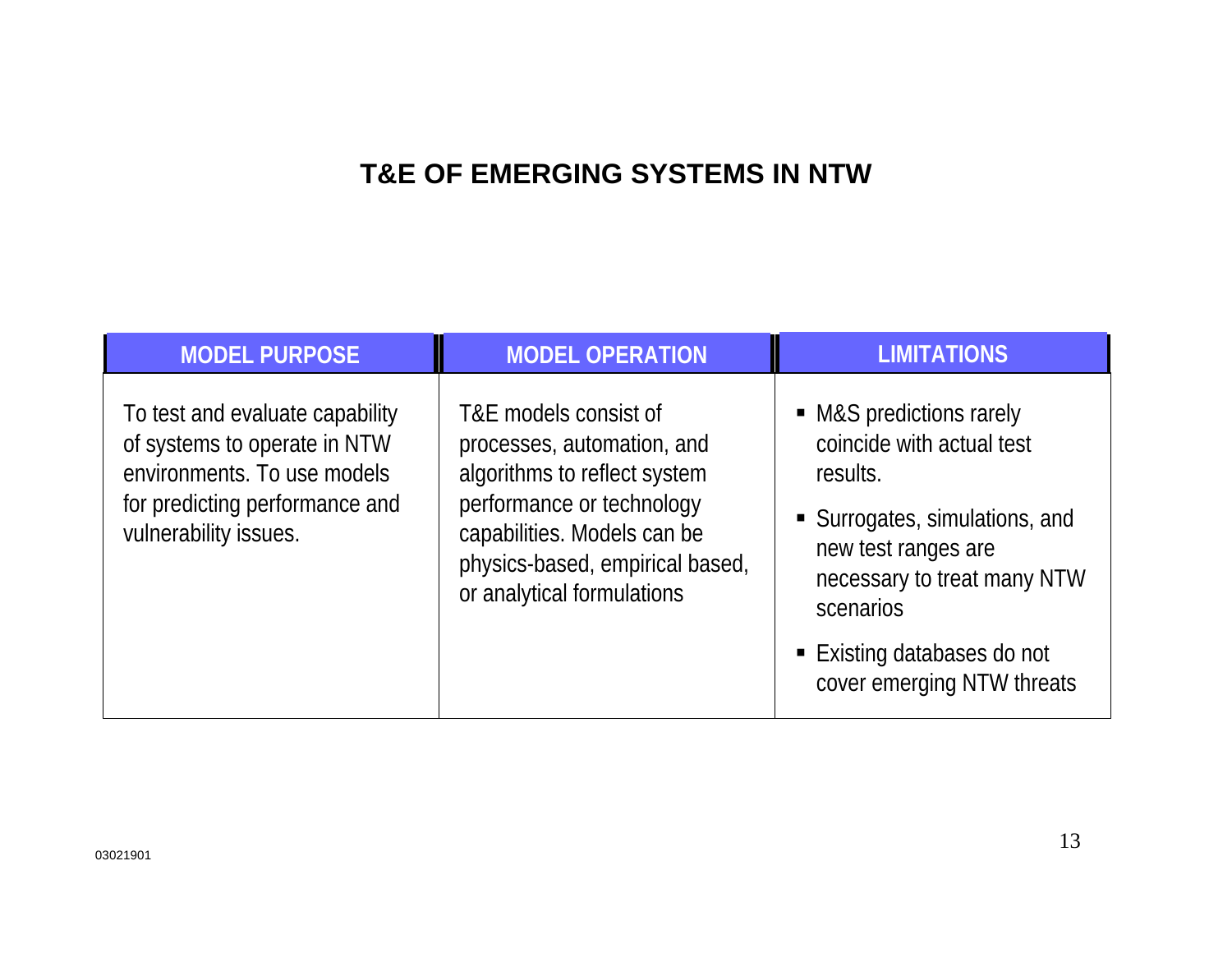# T&E OF EMERGING SYSTEMS IN NTW

| MODEL PURPOSE | MODEL OPERATION | LIMITATIONS |
| --- | --- | --- |
| To test and evaluate capability of systems to operate in NTW environments. To use models for predicting performance and vulnerability issues. | T&E models consist of processes, automation, and algorithms to reflect system performance or technology capabilities. Models can be physics-based, empirical based, or analytical formulations | ▪ M&S predictions rarely coincide with actual test results. <br> ▪ Surrogates, simulations, and new test ranges are necessary to treat many NTW scenarios <br> ▪ Existing databases do not cover emerging NTW threats |

03021901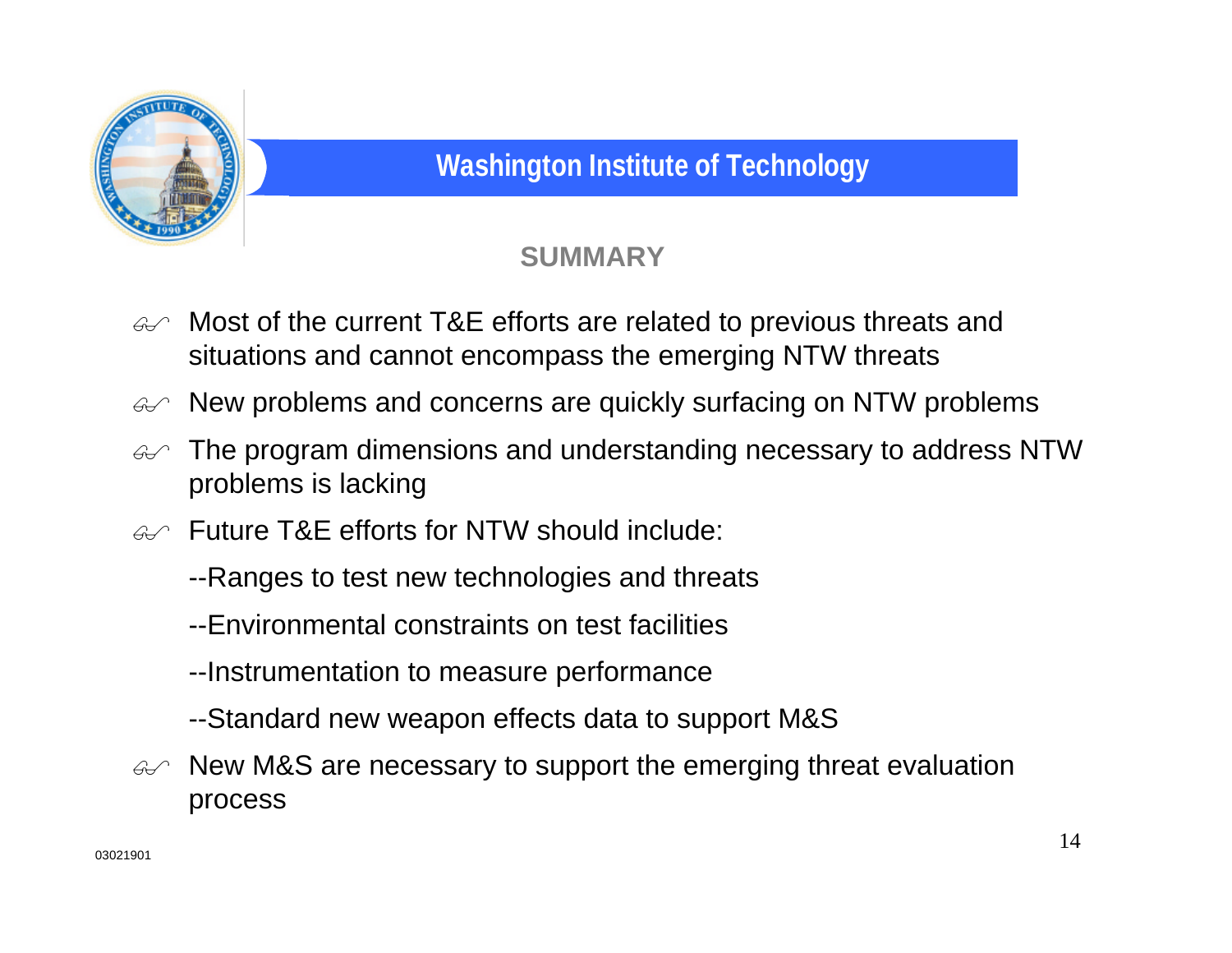## Washington Institute of Technology

### SUMMARY

- Most of the current T&E efforts are related to previous threats and situations and cannot encompass the emerging NTW threats
- New problems and concerns are quickly surfacing on NTW problems
- The program dimensions and understanding necessary to address NTW problems is lacking
- Future T&E efforts for NTW should include:

  --Ranges to test new technologies and threats

  --Environmental constraints on test facilities

  --Instrumentation to measure performance

  --Standard new weapon effects data to support M&S
- New M&S are necessary to support the emerging threat evaluation process

03021901